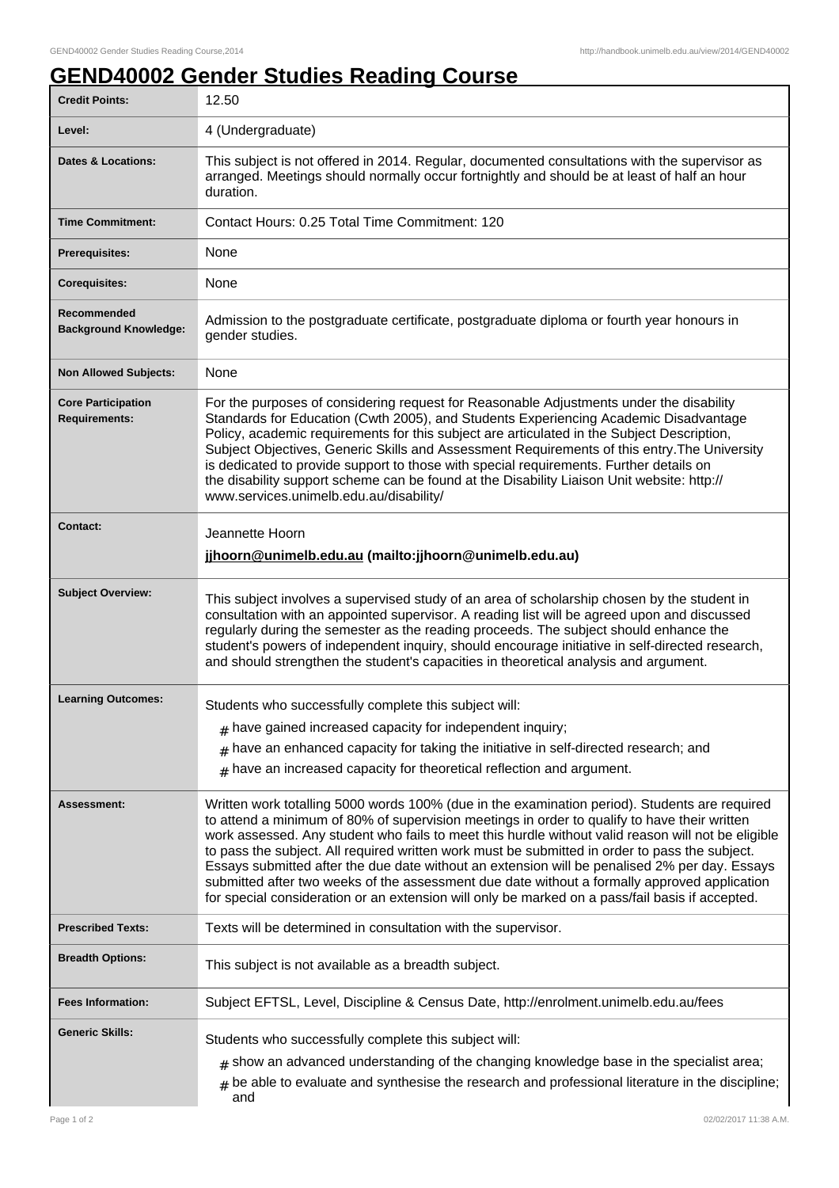# GEND40002 Gender Studies Reading Course

| | |
|---|---|
| **Credit Points:** | 12.50 |
| **Level:** | 4 (Undergraduate) |
| **Dates & Locations:** | This subject is not offered in 2014. Regular, documented consultations with the supervisor as arranged. Meetings should normally occur fortnightly and should be at least of half an hour duration. |
| **Time Commitment:** | Contact Hours: 0.25 Total Time Commitment: 120 |
| **Prerequisites:** | None |
| **Corequisites:** | None |
| **Recommended Background Knowledge:** | Admission to the postgraduate certificate, postgraduate diploma or fourth year honours in gender studies. |
| **Non Allowed Subjects:** | None |
| **Core Participation Requirements:** | For the purposes of considering request for Reasonable Adjustments under the disability Standards for Education (Cwth 2005), and Students Experiencing Academic Disadvantage Policy, academic requirements for this subject are articulated in the Subject Description, Subject Objectives, Generic Skills and Assessment Requirements of this entry.The University is dedicated to provide support to those with special requirements. Further details on the disability support scheme can be found at the Disability Liaison Unit website: http://www.services.unimelb.edu.au/disability/ |
| **Contact:** | Jeannette Hoorn<br>**jjhoorn@unimelb.edu.au (mailto:jjhoorn@unimelb.edu.au)** |
| **Subject Overview:** | This subject involves a supervised study of an area of scholarship chosen by the student in consultation with an appointed supervisor. A reading list will be agreed upon and discussed regularly during the semester as the reading proceeds. The subject should enhance the student's powers of independent inquiry, should encourage initiative in self-directed research, and should strengthen the student's capacities in theoretical analysis and argument. |
| **Learning Outcomes:** | Students who successfully complete this subject will:<br># have gained increased capacity for independent inquiry;<br># have an enhanced capacity for taking the initiative in self-directed research; and<br># have an increased capacity for theoretical reflection and argument. |
| **Assessment:** | Written work totalling 5000 words 100% (due in the examination period). Students are required to attend a minimum of 80% of supervision meetings in order to qualify to have their written work assessed. Any student who fails to meet this hurdle without valid reason will not be eligible to pass the subject. All required written work must be submitted in order to pass the subject. Essays submitted after the due date without an extension will be penalised 2% per day. Essays submitted after two weeks of the assessment due date without a formally approved application for special consideration or an extension will only be marked on a pass/fail basis if accepted. |
| **Prescribed Texts:** | Texts will be determined in consultation with the supervisor. |
| **Breadth Options:** | This subject is not available as a breadth subject. |
| **Fees Information:** | Subject EFTSL, Level, Discipline & Census Date, http://enrolment.unimelb.edu.au/fees |
| **Generic Skills:** | Students who successfully complete this subject will:<br># show an advanced understanding of the changing knowledge base in the specialist area;<br># be able to evaluate and synthesise the research and professional literature in the discipline; and |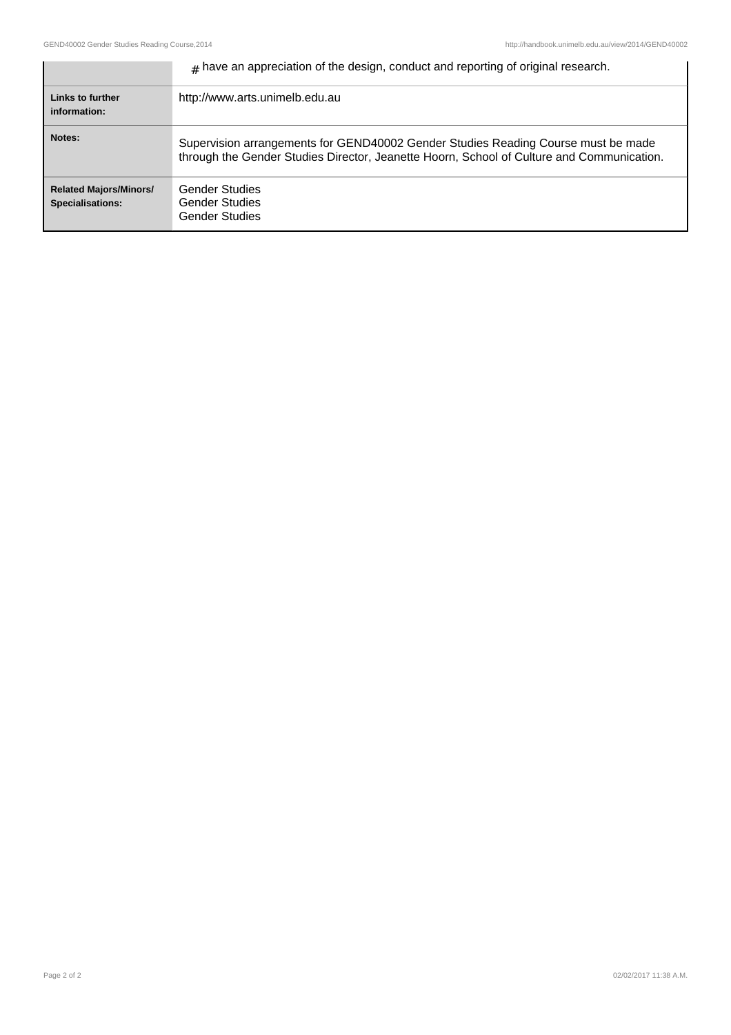| | |
|---|---|
| | # have an appreciation of the design, conduct and reporting of original research. |
| **Links to further information:** | http://www.arts.unimelb.edu.au |
| **Notes:** | Supervision arrangements for GEND40002 Gender Studies Reading Course must be made through the Gender Studies Director, Jeanette Hoorn, School of Culture and Communication. |
| **Related Majors/Minors/ Specialisations:** | Gender Studies<br>Gender Studies<br>Gender Studies |